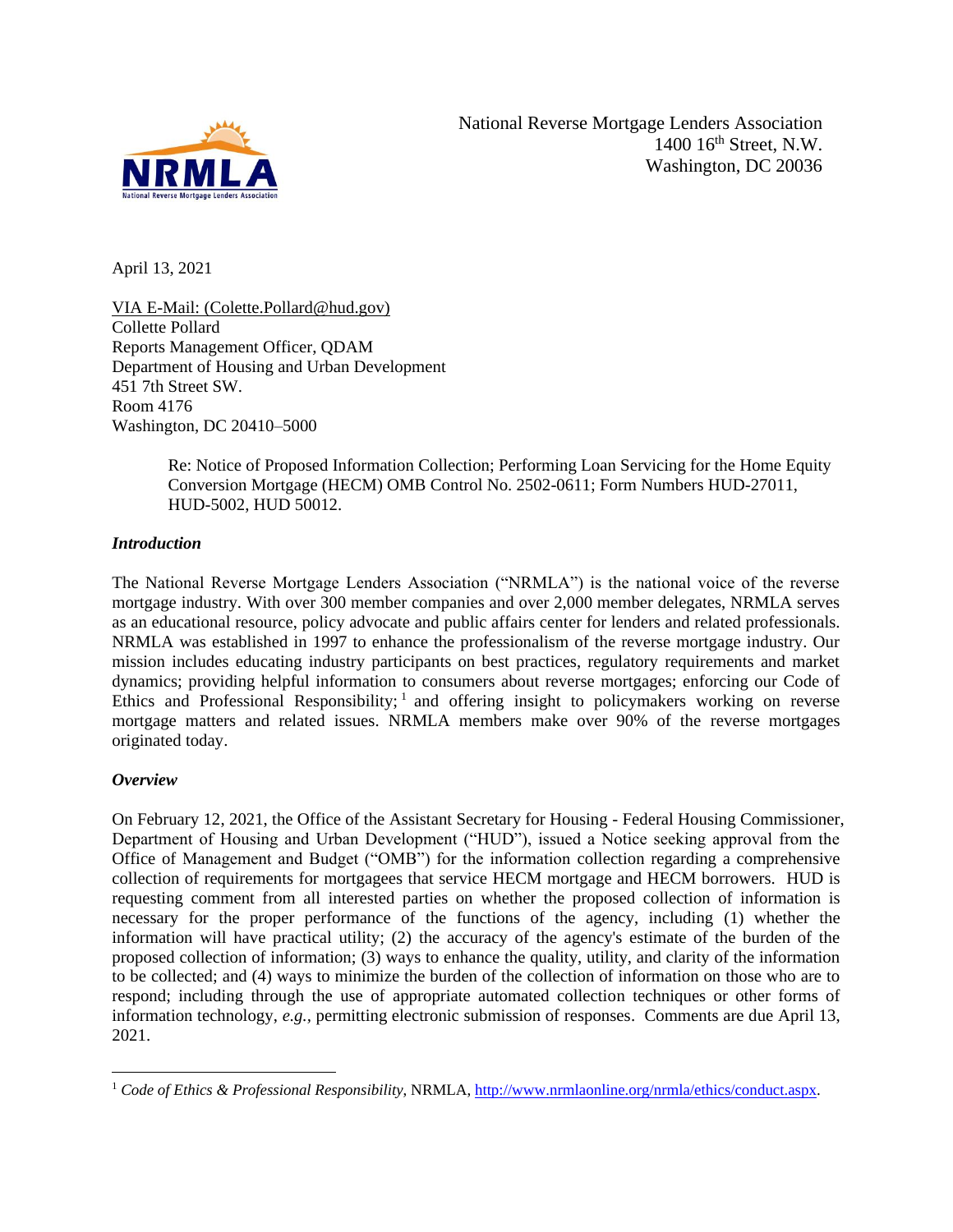National Reverse Mortgage Lenders Association
1400 16th Street, N.W.
Washington, DC 20036

April 13, 2021

VIA E-Mail: (Colette.Pollard@hud.gov)
Collette Pollard
Reports Management Officer, QDAM
Department of Housing and Urban Development
451 7th Street SW.
Room 4176
Washington, DC 20410–5000

> Re: Notice of Proposed Information Collection; Performing Loan Servicing for the Home Equity Conversion Mortgage (HECM) OMB Control No. 2502-0611; Form Numbers HUD-27011, HUD-5002, HUD 50012.

***Introduction***

The National Reverse Mortgage Lenders Association ("NRMLA") is the national voice of the reverse mortgage industry. With over 300 member companies and over 2,000 member delegates, NRMLA serves as an educational resource, policy advocate and public affairs center for lenders and related professionals. NRMLA was established in 1997 to enhance the professionalism of the reverse mortgage industry. Our mission includes educating industry participants on best practices, regulatory requirements and market dynamics; providing helpful information to consumers about reverse mortgages; enforcing our Code of Ethics and Professional Responsibility;[1] and offering insight to policymakers working on reverse mortgage matters and related issues. NRMLA members make over 90% of the reverse mortgages originated today.

***Overview***

On February 12, 2021, the Office of the Assistant Secretary for Housing - Federal Housing Commissioner, Department of Housing and Urban Development ("HUD"), issued a Notice seeking approval from the Office of Management and Budget ("OMB") for the information collection regarding a comprehensive collection of requirements for mortgagees that service HECM mortgage and HECM borrowers. HUD is requesting comment from all interested parties on whether the proposed collection of information is necessary for the proper performance of the functions of the agency, including (1) whether the information will have practical utility; (2) the accuracy of the agency's estimate of the burden of the proposed collection of information; (3) ways to enhance the quality, utility, and clarity of the information to be collected; and (4) ways to minimize the burden of the collection of information on those who are to respond; including through the use of appropriate automated collection techniques or other forms of information technology, *e.g.*, permitting electronic submission of responses. Comments are due April 13, 2021.

[1] *Code of Ethics & Professional Responsibility*, NRMLA, http://www.nrmlaonline.org/nrmla/ethics/conduct.aspx.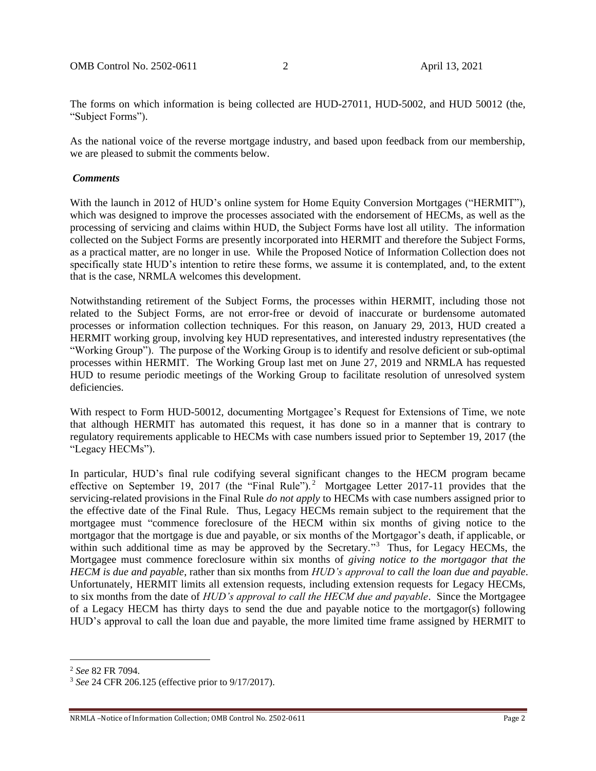The forms on which information is being collected are HUD-27011, HUD-5002, and HUD 50012 (the, "Subject Forms").

As the national voice of the reverse mortgage industry, and based upon feedback from our membership, we are pleased to submit the comments below.

***Comments***

With the launch in 2012 of HUD's online system for Home Equity Conversion Mortgages ("HERMIT"), which was designed to improve the processes associated with the endorsement of HECMs, as well as the processing of servicing and claims within HUD, the Subject Forms have lost all utility. The information collected on the Subject Forms are presently incorporated into HERMIT and therefore the Subject Forms, as a practical matter, are no longer in use. While the Proposed Notice of Information Collection does not specifically state HUD's intention to retire these forms, we assume it is contemplated, and, to the extent that is the case, NRMLA welcomes this development.

Notwithstanding retirement of the Subject Forms, the processes within HERMIT, including those not related to the Subject Forms, are not error-free or devoid of inaccurate or burdensome automated processes or information collection techniques. For this reason, on January 29, 2013, HUD created a HERMIT working group, involving key HUD representatives, and interested industry representatives (the "Working Group"). The purpose of the Working Group is to identify and resolve deficient or sub-optimal processes within HERMIT. The Working Group last met on June 27, 2019 and NRMLA has requested HUD to resume periodic meetings of the Working Group to facilitate resolution of unresolved system deficiencies.

With respect to Form HUD-50012, documenting Mortgagee's Request for Extensions of Time, we note that although HERMIT has automated this request, it has done so in a manner that is contrary to regulatory requirements applicable to HECMs with case numbers issued prior to September 19, 2017 (the "Legacy HECMs").

In particular, HUD's final rule codifying several significant changes to the HECM program became effective on September 19, 2017 (the "Final Rule").[2] Mortgagee Letter 2017-11 provides that the servicing-related provisions in the Final Rule *do not apply* to HECMs with case numbers assigned prior to the effective date of the Final Rule. Thus, Legacy HECMs remain subject to the requirement that the mortgagee must "commence foreclosure of the HECM within six months of giving notice to the mortgagor that the mortgage is due and payable, or six months of the Mortgagor's death, if applicable, or within such additional time as may be approved by the Secretary."[3] Thus, for Legacy HECMs, the Mortgagee must commence foreclosure within six months of *giving notice to the mortgagor that the HECM is due and payable*, rather than six months from *HUD's approval to call the loan due and payable*. Unfortunately, HERMIT limits all extension requests, including extension requests for Legacy HECMs, to six months from the date of *HUD's approval to call the HECM due and payable*. Since the Mortgagee of a Legacy HECM has thirty days to send the due and payable notice to the mortgagor(s) following HUD's approval to call the loan due and payable, the more limited time frame assigned by HERMIT to

[2] *See* 82 FR 7094.

[3] *See* 24 CFR 206.125 (effective prior to 9/17/2017).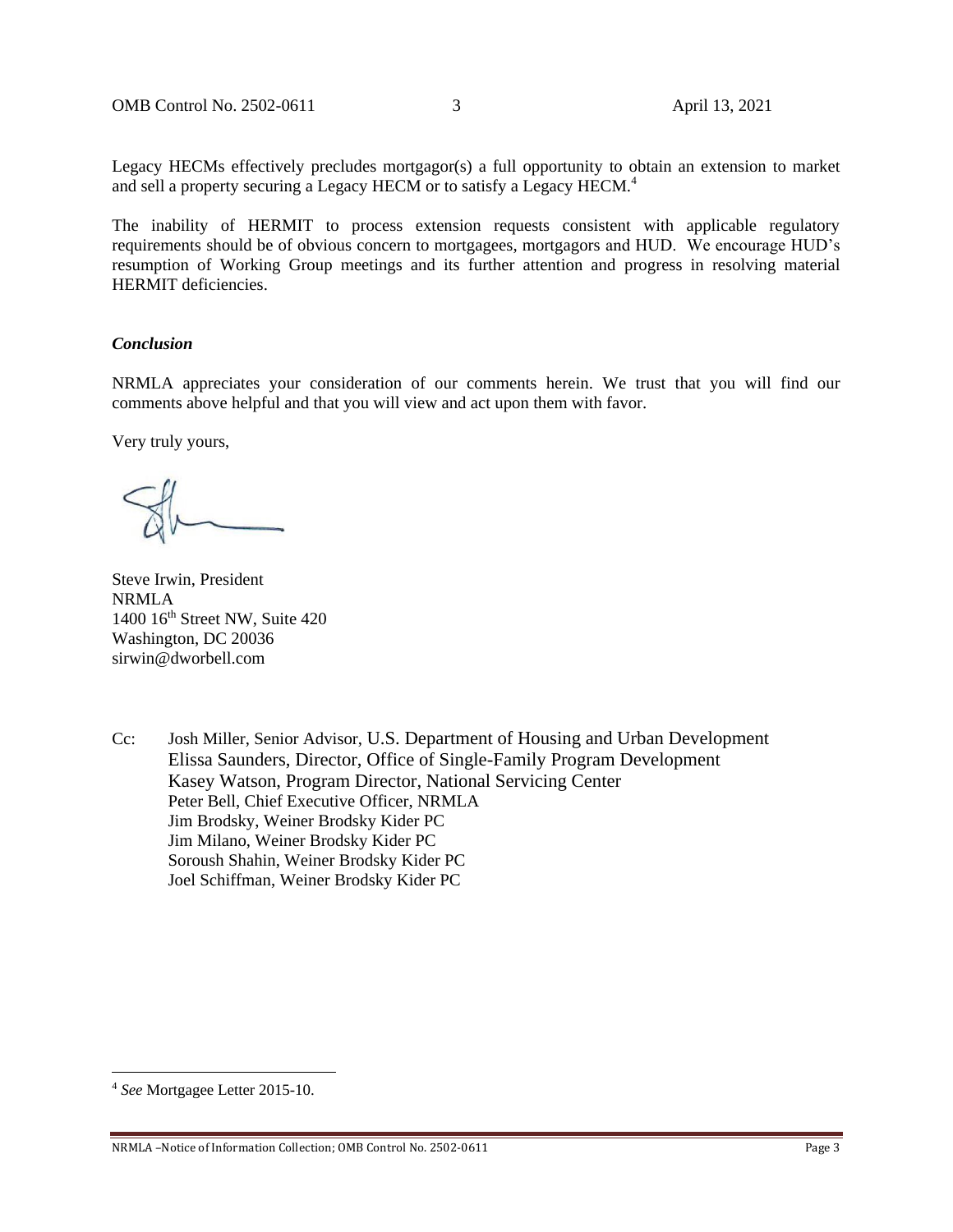Legacy HECMs effectively precludes mortgagor(s) a full opportunity to obtain an extension to market and sell a property securing a Legacy HECM or to satisfy a Legacy HECM.[4]

The inability of HERMIT to process extension requests consistent with applicable regulatory requirements should be of obvious concern to mortgagees, mortgagors and HUD. We encourage HUD's resumption of Working Group meetings and its further attention and progress in resolving material HERMIT deficiencies.

***Conclusion***

NRMLA appreciates your consideration of our comments herein. We trust that you will find our comments above helpful and that you will view and act upon them with favor.

Very truly yours,

Steve Irwin, President
NRMLA
1400 16th Street NW, Suite 420
Washington, DC 20036
sirwin@dworbell.com

Cc: Josh Miller, Senior Advisor, U.S. Department of Housing and Urban Development
Elissa Saunders, Director, Office of Single-Family Program Development
Kasey Watson, Program Director, National Servicing Center
Peter Bell, Chief Executive Officer, NRMLA
Jim Brodsky, Weiner Brodsky Kider PC
Jim Milano, Weiner Brodsky Kider PC
Soroush Shahin, Weiner Brodsky Kider PC
Joel Schiffman, Weiner Brodsky Kider PC

---

[4] *See* Mortgagee Letter 2015-10.